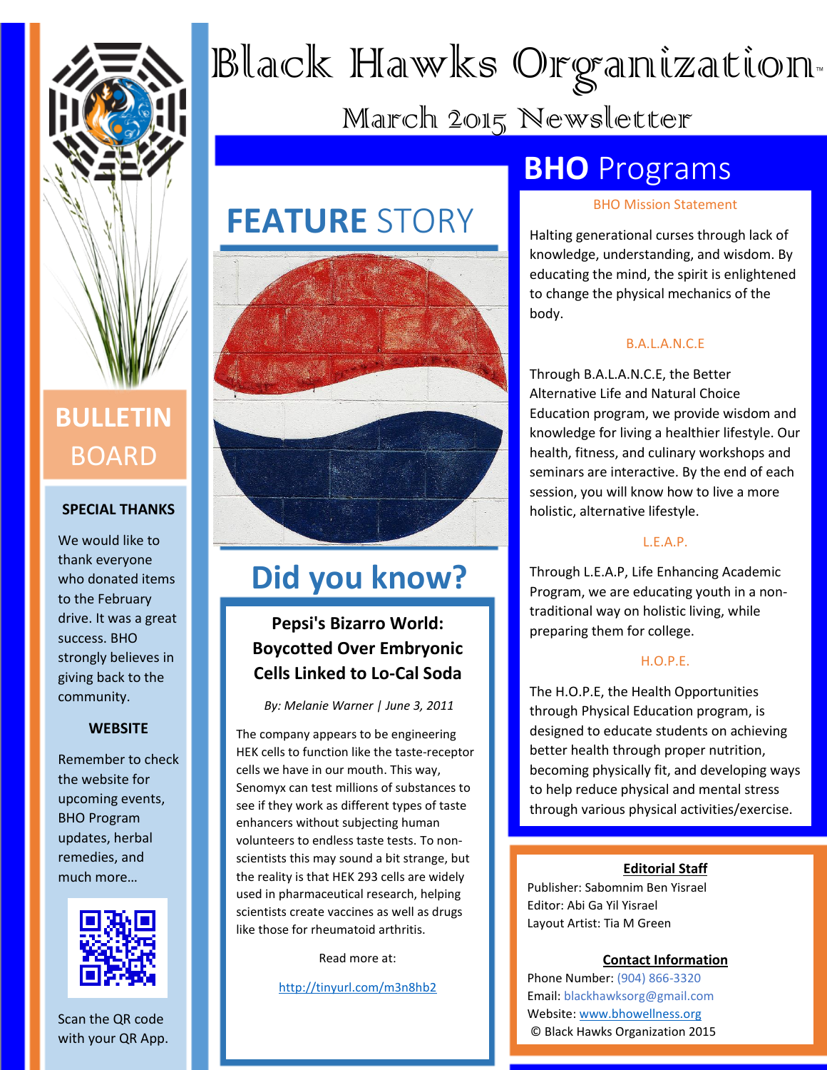# Black Hawks Organization™

## March 2015 Newsletter

## BULLETIN BOARD

### SPECIAL THANKS

We would like to thank everyone who donated items to the February drive. It was a great success. BHO strongly believes in giving back to the community.

### WEBSITE

Remember to check the website for upcoming events, BHO Program updates, herbal remedies, and much more…

Scan the QR code with your QR App.

## FEATURE STORY

## Did you know?

### Pepsi's Bizarro World: Boycotted Over Embryonic Cells Linked to Lo-Cal Soda

*By: Melanie Warner | June 3, 2011*

The company appears to be engineering HEK cells to function like the taste-receptor cells we have in our mouth. This way, Senomyx can test millions of substances to see if they work as different types of taste enhancers without subjecting human volunteers to endless taste tests. To non-scientists this may sound a bit strange, but the reality is that HEK 293 cells are widely used in pharmaceutical research, helping scientists create vaccines as well as drugs like those for rheumatoid arthritis.

Read more at:

http://tinyurl.com/m3n8hb2

## BHO Programs

### BHO Mission Statement

Halting generational curses through lack of knowledge, understanding, and wisdom. By educating the mind, the spirit is enlightened to change the physical mechanics of the body.

### B.A.L.A.N.C.E

Through B.A.L.A.N.C.E, the Better Alternative Life and Natural Choice Education program, we provide wisdom and knowledge for living a healthier lifestyle. Our health, fitness, and culinary workshops and seminars are interactive. By the end of each session, you will know how to live a more holistic, alternative lifestyle.

### L.E.A.P.

Through L.E.A.P, Life Enhancing Academic Program, we are educating youth in a non-traditional way on holistic living, while preparing them for college.

### H.O.P.E.

The H.O.P.E, the Health Opportunities through Physical Education program, is designed to educate students on achieving better health through proper nutrition, becoming physically fit, and developing ways to help reduce physical and mental stress through various physical activities/exercise.

**Editorial Staff**

Publisher: Sabomnim Ben Yisrael
Editor: Abi Ga Yil Yisrael
Layout Artist: Tia M Green

**Contact Information**

Phone Number: (904) 866-3320
Email: blackhawksorg@gmail.com
Website: www.bhowellness.org
© Black Hawks Organization 2015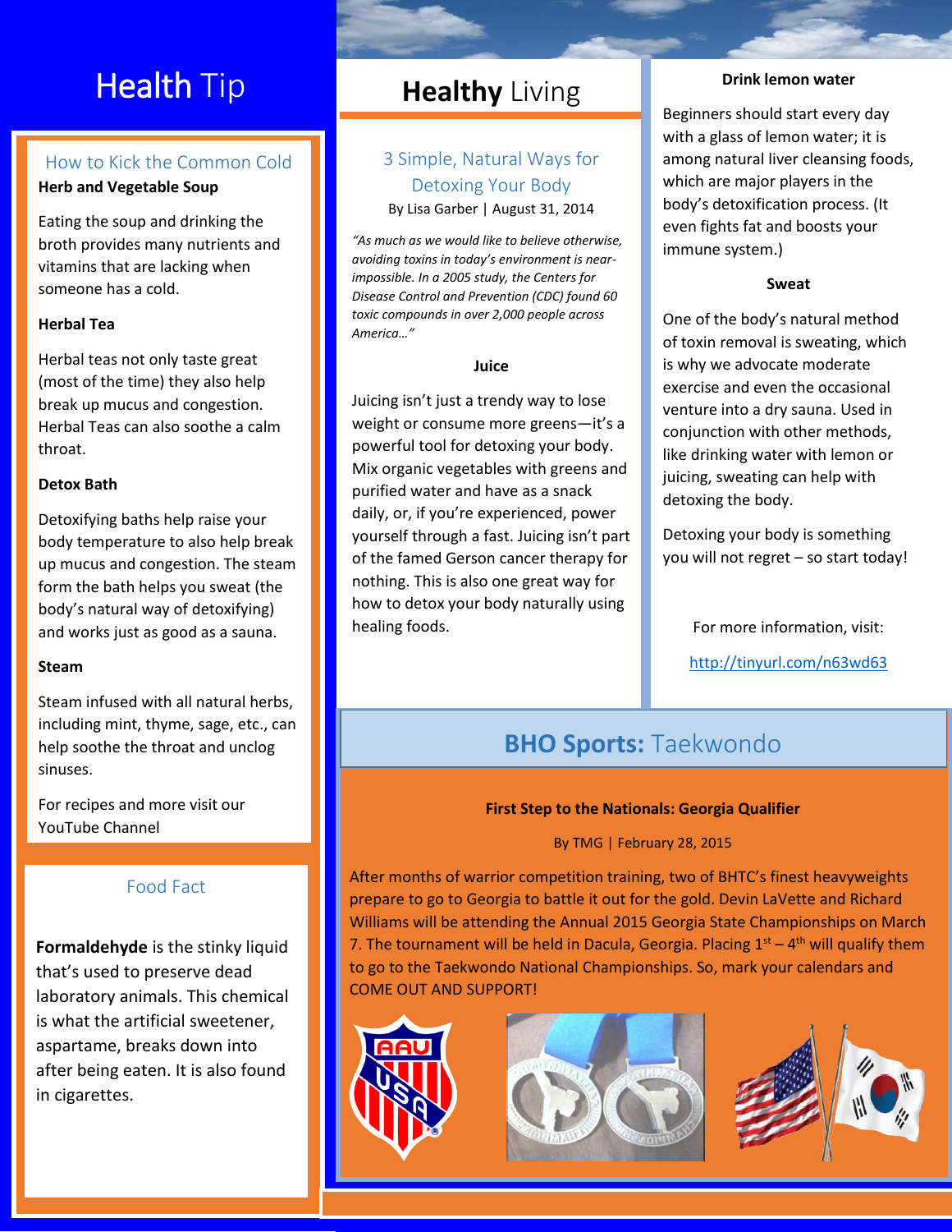# Health Tip

## How to Kick the Common Cold

**Herb and Vegetable Soup**

Eating the soup and drinking the broth provides many nutrients and vitamins that are lacking when someone has a cold.

**Herbal Tea**

Herbal teas not only taste great (most of the time) they also help break up mucus and congestion. Herbal Teas can also soothe a calm throat.

**Detox Bath**

Detoxifying baths help raise your body temperature to also help break up mucus and congestion. The steam form the bath helps you sweat (the body's natural way of detoxifying) and works just as good as a sauna.

**Steam**

Steam infused with all natural herbs, including mint, thyme, sage, etc., can help soothe the throat and unclog sinuses.

For recipes and more visit our YouTube Channel

## Food Fact

**Formaldehyde** is the stinky liquid that's used to preserve dead laboratory animals. This chemical is what the artificial sweetener, aspartame, breaks down into after being eaten. It is also found in cigarettes.

# Healthy Living

## 3 Simple, Natural Ways for Detoxing Your Body

By Lisa Garber | August 31, 2014

*"As much as we would like to believe otherwise, avoiding toxins in today's environment is near-impossible. In a 2005 study, the Centers for Disease Control and Prevention (CDC) found 60 toxic compounds in over 2,000 people across America…"*

**Juice**

Juicing isn't just a trendy way to lose weight or consume more greens—it's a powerful tool for detoxing your body. Mix organic vegetables with greens and purified water and have as a snack daily, or, if you're experienced, power yourself through a fast. Juicing isn't part of the famed Gerson cancer therapy for nothing. This is also one great way for how to detox your body naturally using healing foods.

**Drink lemon water**

Beginners should start every day with a glass of lemon water; it is among natural liver cleansing foods, which are major players in the body's detoxification process. (It even fights fat and boosts your immune system.)

**Sweat**

One of the body's natural method of toxin removal is sweating, which is why we advocate moderate exercise and even the occasional venture into a dry sauna. Used in conjunction with other methods, like drinking water with lemon or juicing, sweating can help with detoxing the body.

Detoxing your body is something you will not regret – so start today!

For more information, visit:

http://tinyurl.com/n63wd63

# BHO Sports: Taekwondo

**First Step to the Nationals: Georgia Qualifier**

By TMG | February 28, 2015

After months of warrior competition training, two of BHTC's finest heavyweights prepare to go to Georgia to battle it out for the gold. Devin LaVette and Richard Williams will be attending the Annual 2015 Georgia State Championships on March 7. The tournament will be held in Dacula, Georgia. Placing 1st – 4th will qualify them to go to the Taekwondo National Championships. So, mark your calendars and COME OUT AND SUPPORT!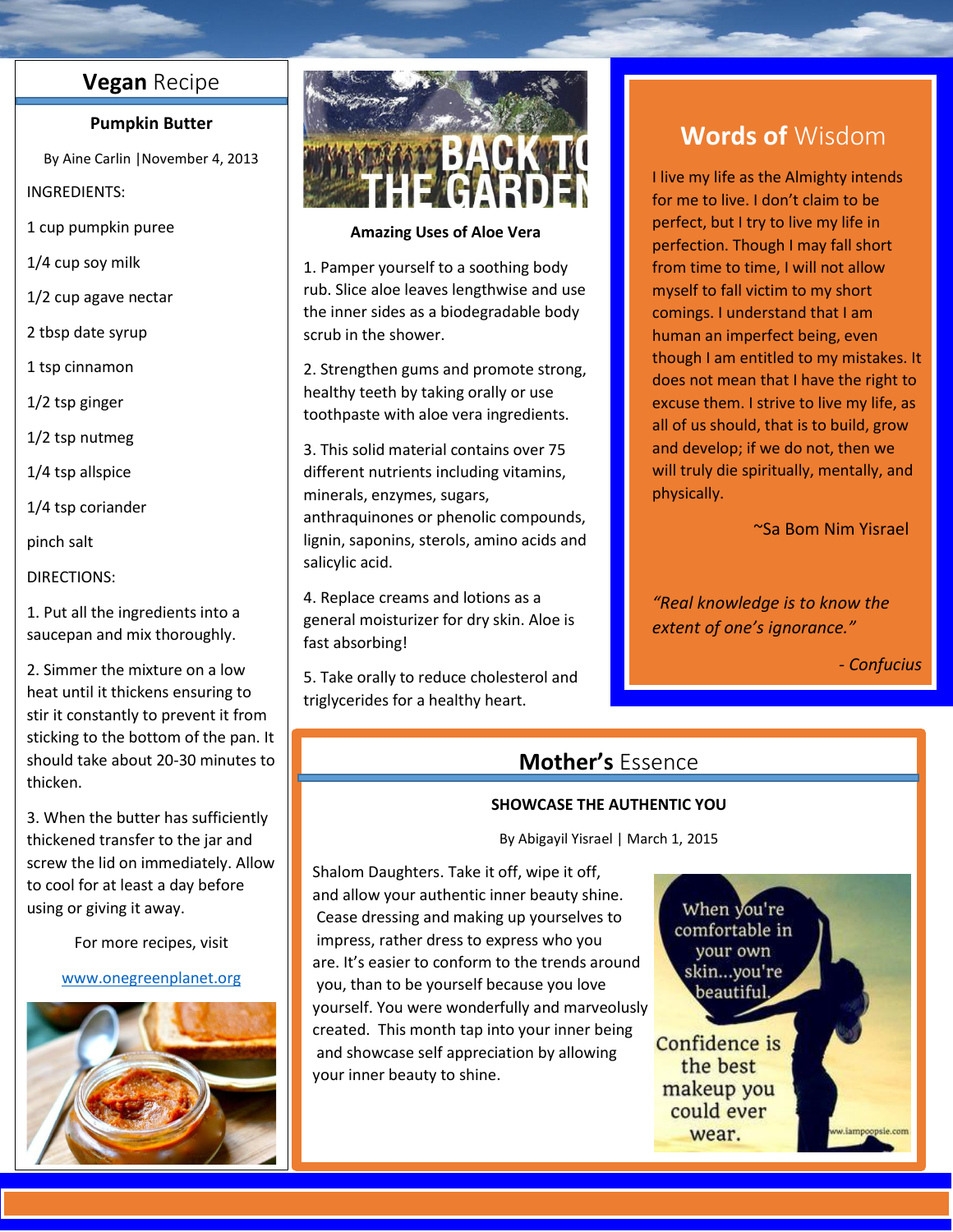## **Vegan** Recipe

### Pumpkin Butter

By Aine Carlin | November 4, 2013

INGREDIENTS:

1 cup pumpkin puree

1/4 cup soy milk

1/2 cup agave nectar

2 tbsp date syrup

1 tsp cinnamon

1/2 tsp ginger

1/2 tsp nutmeg

1/4 tsp allspice

1/4 tsp coriander

pinch salt

DIRECTIONS:

1. Put all the ingredients into a saucepan and mix thoroughly.

2. Simmer the mixture on a low heat until it thickens ensuring to stir it constantly to prevent it from sticking to the bottom of the pan. It should take about 20-30 minutes to thicken.

3. When the butter has sufficiently thickened transfer to the jar and screw the lid on immediately. Allow to cool for at least a day before using or giving it away.

For more recipes, visit

www.onegreenplanet.org

## BACK TO THE GARDEN

### Amazing Uses of Aloe Vera

1. Pamper yourself to a soothing body rub. Slice aloe leaves lengthwise and use the inner sides as a biodegradable body scrub in the shower.

2. Strengthen gums and promote strong, healthy teeth by taking orally or use toothpaste with aloe vera ingredients.

3. This solid material contains over 75 different nutrients including vitamins, minerals, enzymes, sugars, anthraquinones or phenolic compounds, lignin, saponins, sterols, amino acids and salicylic acid.

4. Replace creams and lotions as a general moisturizer for dry skin. Aloe is fast absorbing!

5. Take orally to reduce cholesterol and triglycerides for a healthy heart.

## **Words of** Wisdom

I live my life as the Almighty intends for me to live. I don't claim to be perfect, but I try to live my life in perfection. Though I may fall short from time to time, I will not allow myself to fall victim to my short comings. I understand that I am human an imperfect being, even though I am entitled to my mistakes. It does not mean that I have the right to excuse them. I strive to live my life, as all of us should, that is to build, grow and develop; if we do not, then we will truly die spiritually, mentally, and physically.

~Sa Bom Nim Yisrael

*"Real knowledge is to know the extent of one's ignorance."*

*- Confucius*

## **Mother's** Essence

### SHOWCASE THE AUTHENTIC YOU

By Abigayil Yisrael | March 1, 2015

Shalom Daughters. Take it off, wipe it off, and allow your authentic inner beauty shine. Cease dressing and making up yourselves to impress, rather dress to express who you are. It's easier to conform to the trends around you, than to be yourself because you love yourself. You were wonderfully and marveolusly created. This month tap into your inner being and showcase self appreciation by allowing your inner beauty to shine.

When you're comfortable in your own skin...you're beautiful.

Confidence is the best makeup you could ever wear.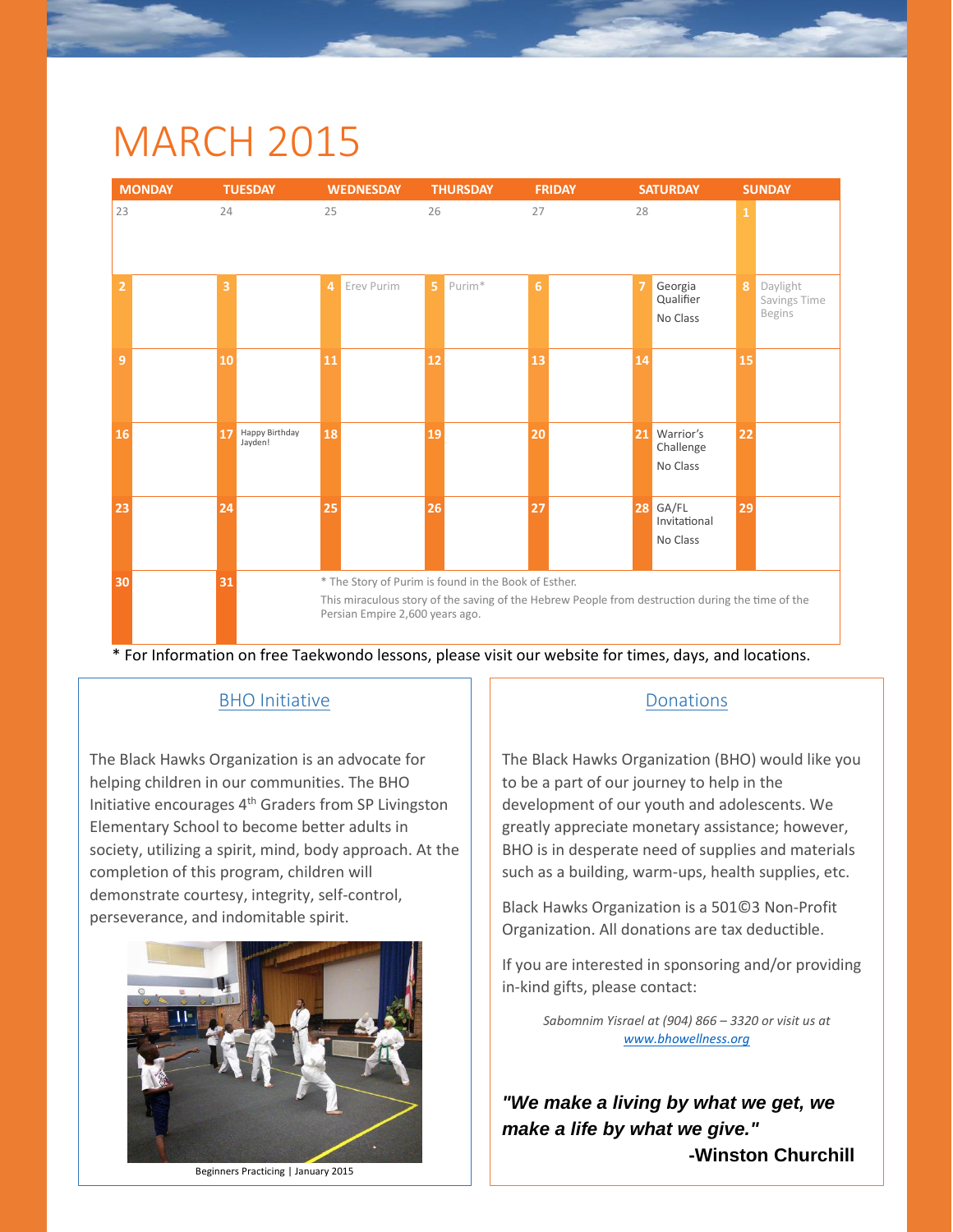# MARCH 2015

| MONDAY | TUESDAY | WEDNESDAY | THURSDAY | FRIDAY | SATURDAY | SUNDAY |
|---|---|---|---|---|---|---|
| 23 | 24 | 25 | 26 | 27 | 28 | 1 |
| 2 | 3 | 4 Erev Purim | 5 Purim* | 6 | 7 Georgia Qualifier No Class | 8 Daylight Savings Time Begins |
| 9 | 10 | 11 | 12 | 13 | 14 | 15 |
| 16 | 17 Happy Birthday Jayden! | 18 | 19 | 20 | 21 Warrior's Challenge No Class | 22 |
| 23 | 24 | 25 | 26 | 27 | 28 GA/FL Invitational No Class | 29 |
| 30 | 31 | * The Story of Purim is found in the Book of Esther. This miraculous story of the saving of the Hebrew People from destruction during the time of the Persian Empire 2,600 years ago. | | | | |

* For Information on free Taekwondo lessons, please visit our website for times, days, and locations.

## BHO Initiative

The Black Hawks Organization is an advocate for helping children in our communities. The BHO Initiative encourages 4th Graders from SP Livingston Elementary School to become better adults in society, utilizing a spirit, mind, body approach. At the completion of this program, children will demonstrate courtesy, integrity, self-control, perseverance, and indomitable spirit.

Beginners Practicing | January 2015

## Donations

The Black Hawks Organization (BHO) would like you to be a part of our journey to help in the development of our youth and adolescents. We greatly appreciate monetary assistance; however, BHO is in desperate need of supplies and materials such as a building, warm-ups, health supplies, etc.

Black Hawks Organization is a 501©3 Non-Profit Organization. All donations are tax deductible.

If you are interested in sponsoring and/or providing in-kind gifts, please contact:

*Sabomnim Yisrael at (904) 866 – 3320 or visit us at www.bhowellness.org*

***"We make a living by what we get, we make a life by what we give."***

**-Winston Churchill**